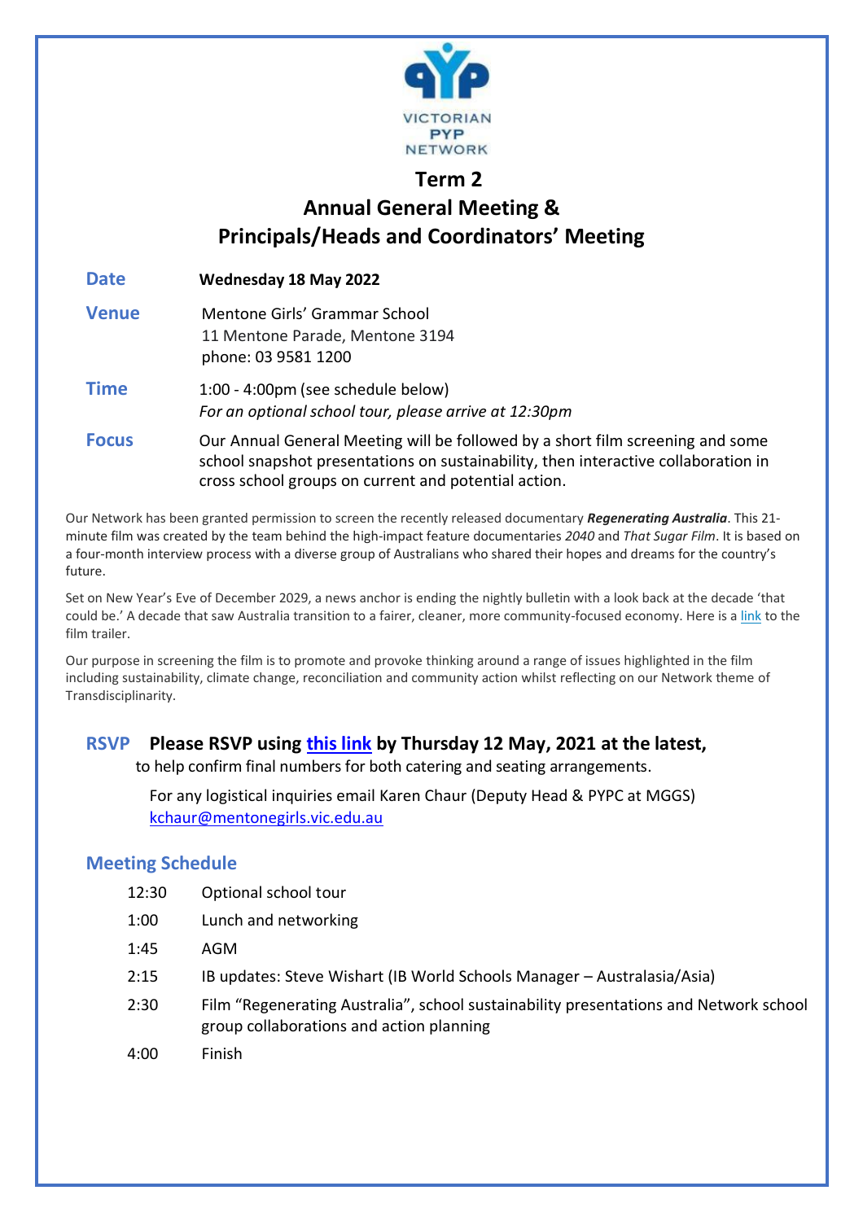VICTORIAN PYP NETWORK

# Term 2
# Annual General Meeting & Principals/Heads and Coordinators' Meeting

**Date** **Wednesday 18 May 2022**

**Venue** Mentone Girls' Grammar School
11 Mentone Parade, Mentone 3194
phone: 03 9581 1200

**Time** 1:00 - 4:00pm (see schedule below)
*For an optional school tour, please arrive at 12:30pm*

**Focus** Our Annual General Meeting will be followed by a short film screening and some school snapshot presentations on sustainability, then interactive collaboration in cross school groups on current and potential action.

Our Network has been granted permission to screen the recently released documentary ***Regenerating Australia***. This 21-minute film was created by the team behind the high-impact feature documentaries *2040* and *That Sugar Film*. It is based on a four-month interview process with a diverse group of Australians who shared their hopes and dreams for the country's future.

Set on New Year's Eve of December 2029, a news anchor is ending the nightly bulletin with a look back at the decade 'that could be.' A decade that saw Australia transition to a fairer, cleaner, more community-focused economy. Here is a link to the film trailer.

Our purpose in screening the film is to promote and provoke thinking around a range of issues highlighted in the film including sustainability, climate change, reconciliation and community action whilst reflecting on our Network theme of Transdisciplinarity.

## RSVP **Please RSVP using this link by Thursday 12 May, 2021 at the latest,**

to help confirm final numbers for both catering and seating arrangements.

For any logistical inquiries email Karen Chaur (Deputy Head & PYPC at MGGS)
kchaur@mentonegirls.vic.edu.au

## Meeting Schedule

| | |
|---|---|
| 12:30 | Optional school tour |
| 1:00 | Lunch and networking |
| 1:45 | AGM |
| 2:15 | IB updates: Steve Wishart (IB World Schools Manager – Australasia/Asia) |
| 2:30 | Film "Regenerating Australia", school sustainability presentations and Network school group collaborations and action planning |
| 4:00 | Finish |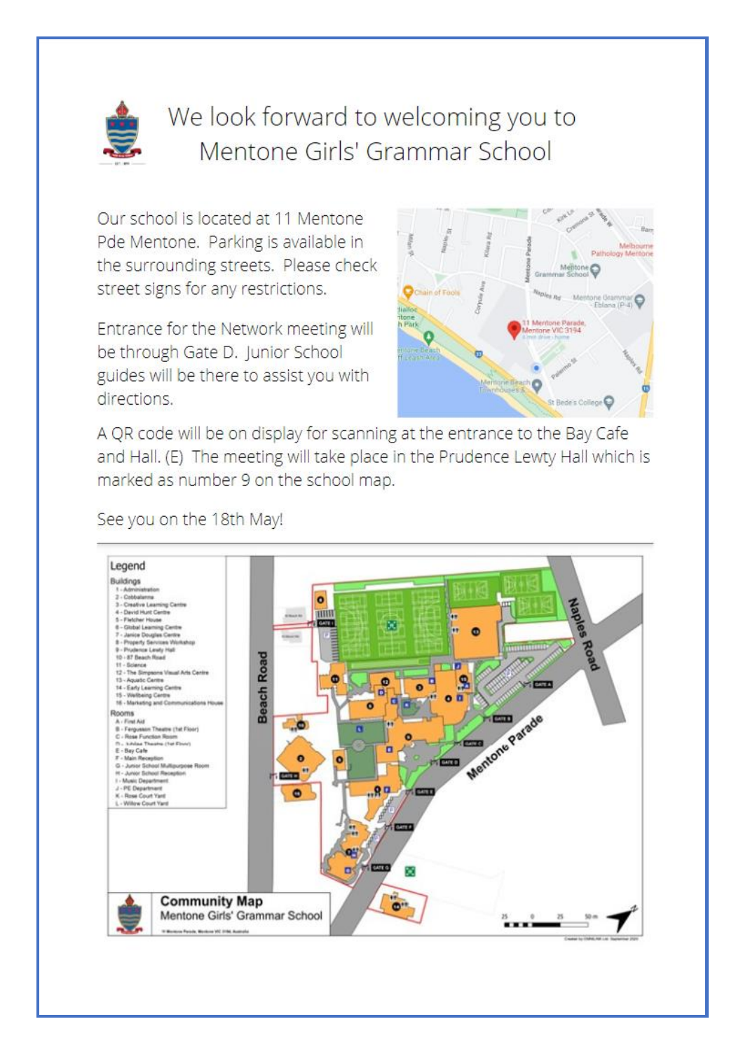# We look forward to welcoming you to Mentone Girls' Grammar School

Our school is located at 11 Mentone Pde Mentone. Parking is available in the surrounding streets. Please check street signs for any restrictions.

Entrance for the Network meeting will be through Gate D. Junior School guides will be there to assist you with directions.

A QR code will be on display for scanning at the entrance to the Bay Cafe and Hall. (E) The meeting will take place in the Prudence Lewty Hall which is marked as number 9 on the school map.

See you on the 18th May!

---

Legend

Buildings
- 1 - Administration
- 2 - Cobbalanna
- 3 - Creative Learning Centre
- 4 - David Hunt Centre
- 5 - Fletcher House
- 6 - Global Learning Centre
- 7 - Janice Douglas Centre
- 8 - Property Services Workshop
- 9 - Prudence Lewty Hall
- 10 - 87 Beach Road
- 11 - Science
- 12 - The Simpsons Visual Arts Centre
- 13 - Aquatic Centre
- 14 - Early Learning Centre
- 15 - Wellbeing Centre
- 16 - Marketing and Communications House

Rooms
- A - First Aid
- B - Ferguson Theatre (1st Floor)
- C - Rose Function Room
- D - Jubilee Theatre (1st Floor)
- E - Bay Cafe
- F - Main Reception
- G - Junior School Multipurpose Room
- H - Junior School Reception
- I - Music Department
- J - PE Department
- K - Rose Court Yard
- L - Willow Court Yard

Beach Road

Naples Road

Mentone Parade

GATE A, GATE B, GATE C, GATE D, GATE E, GATE F, GATE G, GATE H, GATE I

**Community Map**
Mentone Girls' Grammar School